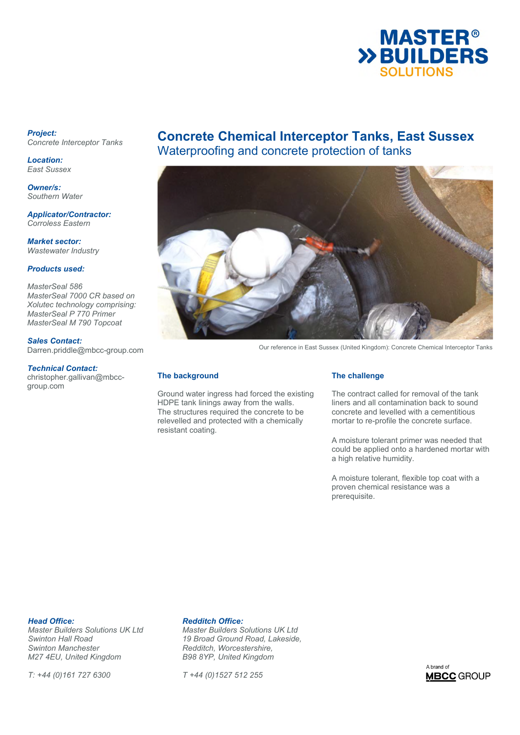# Concrete Chemical Interceptor Tanks, East Sussex

## Waterproofing and concrete protection of tanks

***Project:***
*Concrete Interceptor Tanks*

***Location:***
*East Sussex*

***Owner/s:***
*Southern Water*

***Applicator/Contractor:***
*Corroless Eastern*

***Market sector:***
*Wastewater Industry*

***Products used:***

*MasterSeal 586*
*MasterSeal 7000 CR based on Xolutec technology comprising:*
*MasterSeal P 770 Primer*
*MasterSeal M 790 Topcoat*

***Sales Contact:***
Darren.priddle@mbcc-group.com

***Technical Contact:***
christopher.gallivan@mbcc-group.com

Our reference in East Sussex (United Kingdom): Concrete Chemical Interceptor Tanks

### The background

Ground water ingress had forced the existing HDPE tank linings away from the walls. The structures required the concrete to be relevelled and protected with a chemically resistant coating.

### The challenge

The contract called for removal of the tank liners and all contamination back to sound concrete and levelled with a cementitious mortar to re-profile the concrete surface.

A moisture tolerant primer was needed that could be applied onto a hardened mortar with a high relative humidity.

A moisture tolerant, flexible top coat with a proven chemical resistance was a prerequisite.

***Head Office:***
*Master Builders Solutions UK Ltd*
*Swinton Hall Road*
*Swinton Manchester*
*M27 4EU, United Kingdom*

*T: +44 (0)161 727 6300*

***Redditch Office:***
*Master Builders Solutions UK Ltd*
*19 Broad Ground Road, Lakeside,*
*Redditch, Worcestershire,*
*B98 8YP, United Kingdom*

*T +44 (0)1527 512 255*

A brand of MBCC GROUP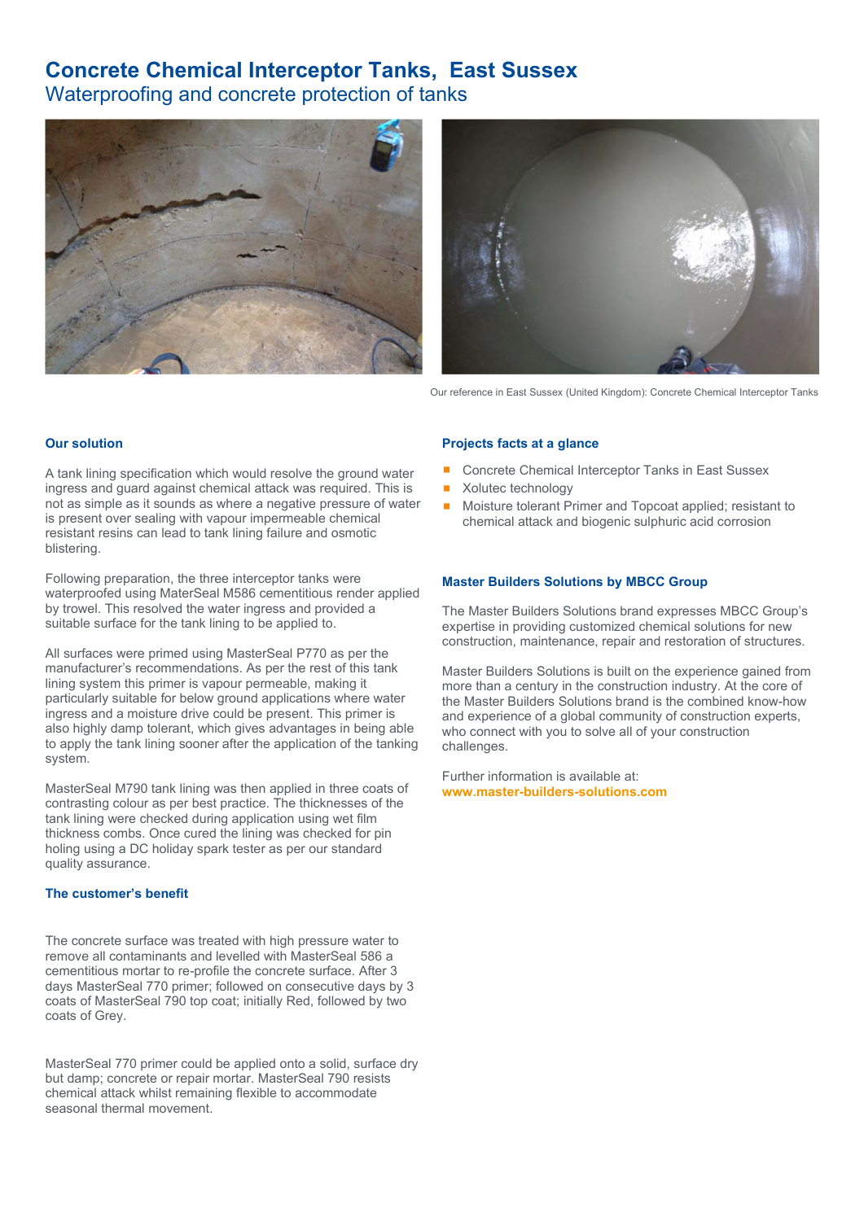# Concrete Chemical Interceptor Tanks, East Sussex

Waterproofing and concrete protection of tanks

Our reference in East Sussex (United Kingdom): Concrete Chemical Interceptor Tanks

### Our solution

A tank lining specification which would resolve the ground water ingress and guard against chemical attack was required. This is not as simple as it sounds as where a negative pressure of water is present over sealing with vapour impermeable chemical resistant resins can lead to tank lining failure and osmotic blistering.

Following preparation, the three interceptor tanks were waterproofed using MaterSeal M586 cementitious render applied by trowel. This resolved the water ingress and provided a suitable surface for the tank lining to be applied to.

All surfaces were primed using MasterSeal P770 as per the manufacturer's recommendations. As per the rest of this tank lining system this primer is vapour permeable, making it particularly suitable for below ground applications where water ingress and a moisture drive could be present. This primer is also highly damp tolerant, which gives advantages in being able to apply the tank lining sooner after the application of the tanking system.

MasterSeal M790 tank lining was then applied in three coats of contrasting colour as per best practice. The thicknesses of the tank lining were checked during application using wet film thickness combs. Once cured the lining was checked for pin holing using a DC holiday spark tester as per our standard quality assurance.

### The customer's benefit

The concrete surface was treated with high pressure water to remove all contaminants and levelled with MasterSeal 586 a cementitious mortar to re-profile the concrete surface. After 3 days MasterSeal 770 primer; followed on consecutive days by 3 coats of MasterSeal 790 top coat; initially Red, followed by two coats of Grey.

MasterSeal 770 primer could be applied onto a solid, surface dry but damp; concrete or repair mortar. MasterSeal 790 resists chemical attack whilst remaining flexible to accommodate seasonal thermal movement.

### Projects facts at a glance

- Concrete Chemical Interceptor Tanks in East Sussex
- Xolutec technology
- Moisture tolerant Primer and Topcoat applied; resistant to chemical attack and biogenic sulphuric acid corrosion

### Master Builders Solutions by MBCC Group

The Master Builders Solutions brand expresses MBCC Group's expertise in providing customized chemical solutions for new construction, maintenance, repair and restoration of structures.

Master Builders Solutions is built on the experience gained from more than a century in the construction industry. At the core of the Master Builders Solutions brand is the combined know-how and experience of a global community of construction experts, who connect with you to solve all of your construction challenges.

Further information is available at:
**www.master-builders-solutions.com**